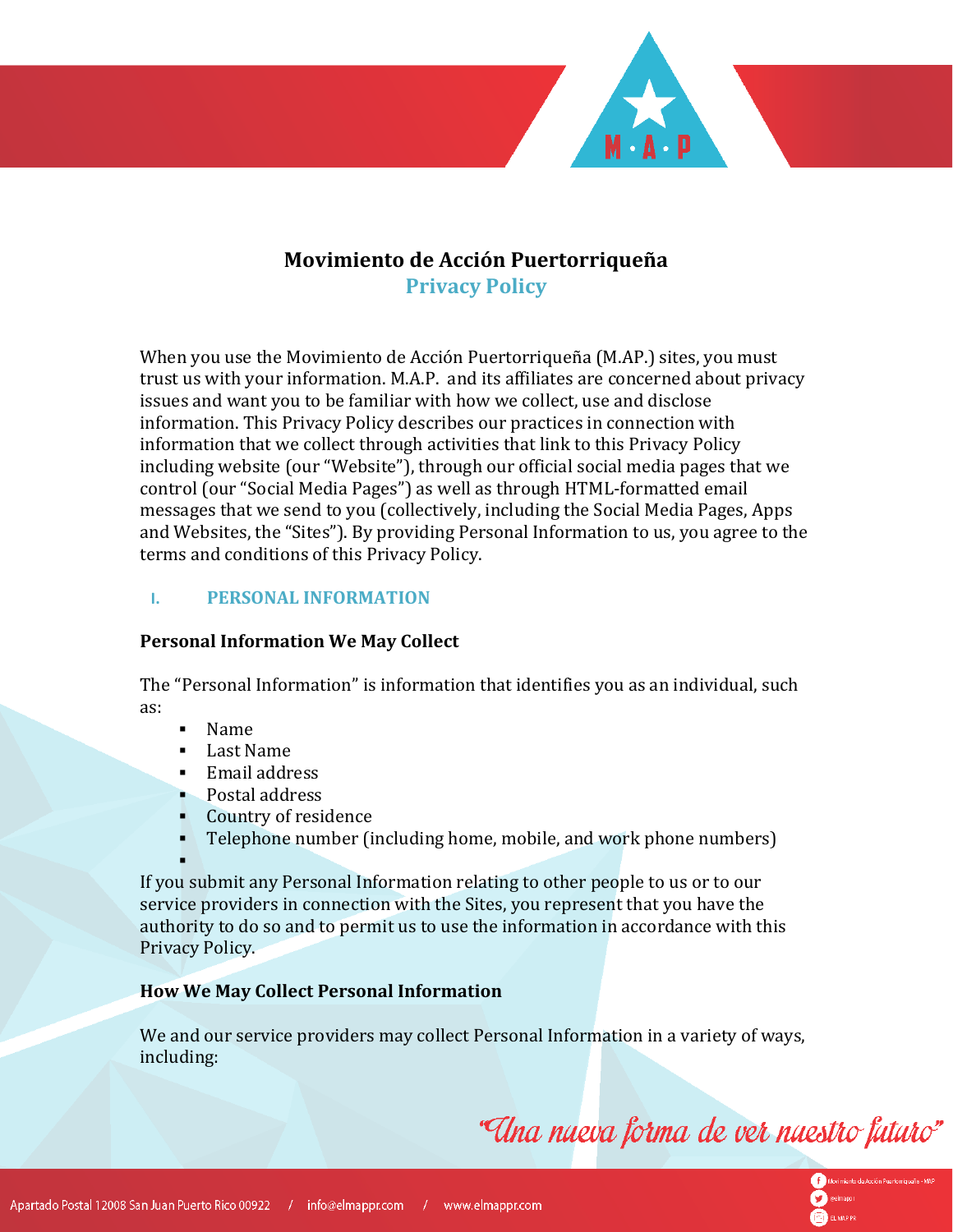# Movimiento de Acción Puertorriqueña

## Privacy Policy

When you use the Movimiento de Acción Puertorriqueña (M.AP.) sites, you must trust us with your information. M.A.P. and its affiliates are concerned about privacy issues and want you to be familiar with how we collect, use and disclose information. This Privacy Policy describes our practices in connection with information that we collect through activities that link to this Privacy Policy including website (our "Website"), through our official social media pages that we control (our "Social Media Pages") as well as through HTML-formatted email messages that we send to you (collectively, including the Social Media Pages, Apps and Websites, the "Sites"). By providing Personal Information to us, you agree to the terms and conditions of this Privacy Policy.

## I. PERSONAL INFORMATION

### Personal Information We May Collect

The "Personal Information" is information that identifies you as an individual, such as:

- Name
- Last Name
- Email address
- Postal address
- Country of residence
- Telephone number (including home, mobile, and work phone numbers)
- 

If you submit any Personal Information relating to other people to us or to our service providers in connection with the Sites, you represent that you have the authority to do so and to permit us to use the information in accordance with this Privacy Policy.

### How We May Collect Personal Information

We and our service providers may collect Personal Information in a variety of ways, including:

*"Una nueva forma de ver nuestro futuro"*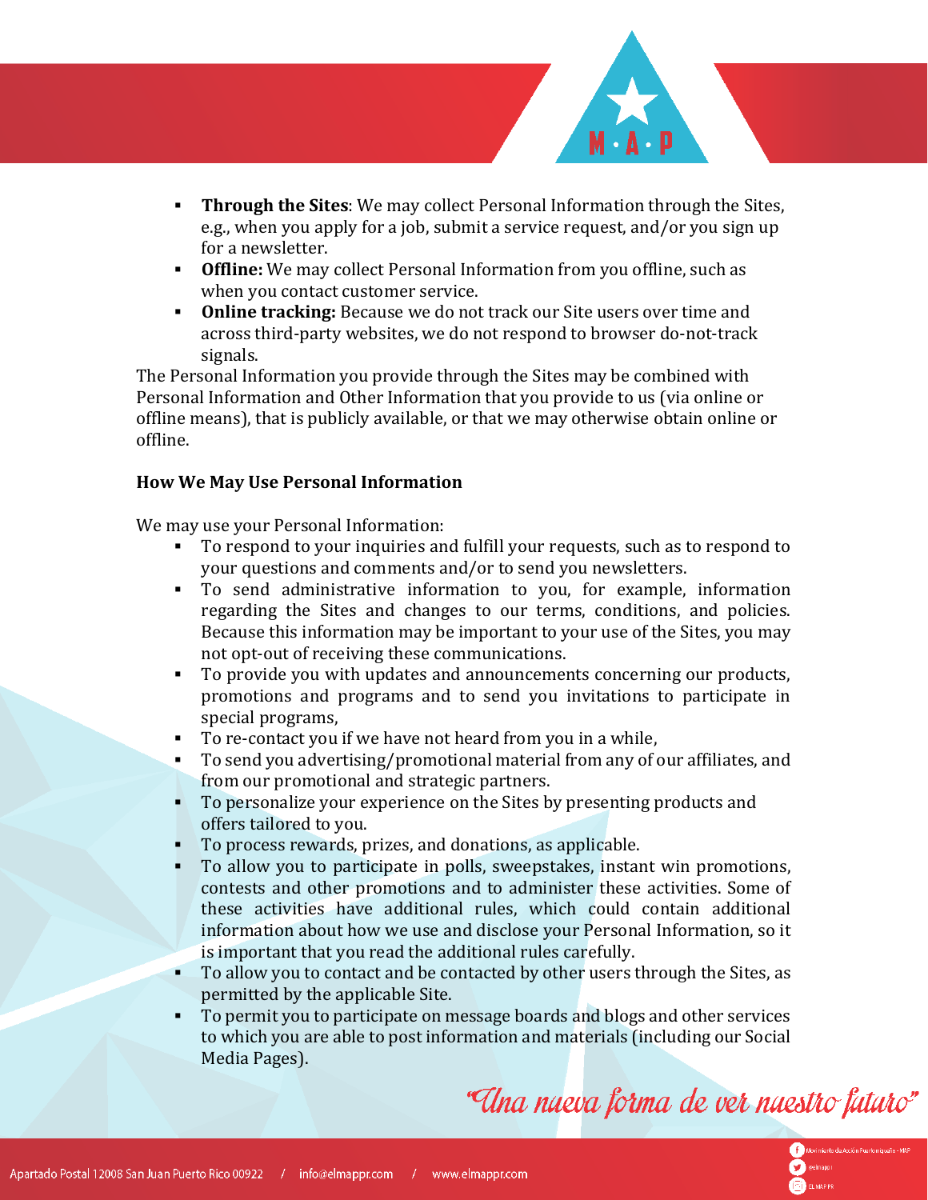- **Through the Sites**: We may collect Personal Information through the Sites, e.g., when you apply for a job, submit a service request, and/or you sign up for a newsletter.
- **Offline:** We may collect Personal Information from you offline, such as when you contact customer service.
- **Online tracking:** Because we do not track our Site users over time and across third-party websites, we do not respond to browser do-not-track signals.

The Personal Information you provide through the Sites may be combined with Personal Information and Other Information that you provide to us (via online or offline means), that is publicly available, or that we may otherwise obtain online or offline.

**How We May Use Personal Information**

We may use your Personal Information:

- To respond to your inquiries and fulfill your requests, such as to respond to your questions and comments and/or to send you newsletters.
- To send administrative information to you, for example, information regarding the Sites and changes to our terms, conditions, and policies. Because this information may be important to your use of the Sites, you may not opt-out of receiving these communications.
- To provide you with updates and announcements concerning our products, promotions and programs and to send you invitations to participate in special programs,
- To re-contact you if we have not heard from you in a while,
- To send you advertising/promotional material from any of our affiliates, and from our promotional and strategic partners.
- To personalize your experience on the Sites by presenting products and offers tailored to you.
- To process rewards, prizes, and donations, as applicable.
- To allow you to participate in polls, sweepstakes, instant win promotions, contests and other promotions and to administer these activities. Some of these activities have additional rules, which could contain additional information about how we use and disclose your Personal Information, so it is important that you read the additional rules carefully.
- To allow you to contact and be contacted by other users through the Sites, as permitted by the applicable Site.
- To permit you to participate on message boards and blogs and other services to which you are able to post information and materials (including our Social Media Pages).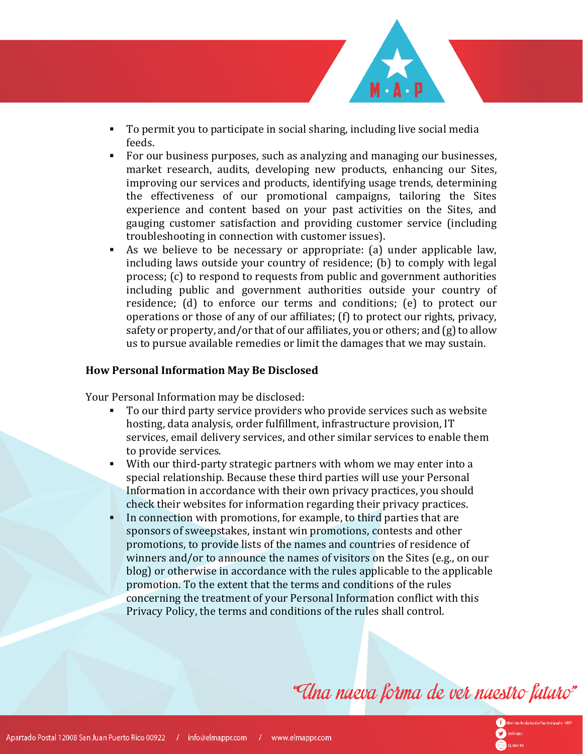- To permit you to participate in social sharing, including live social media feeds.
- For our business purposes, such as analyzing and managing our businesses, market research, audits, developing new products, enhancing our Sites, improving our services and products, identifying usage trends, determining the effectiveness of our promotional campaigns, tailoring the Sites experience and content based on your past activities on the Sites, and gauging customer satisfaction and providing customer service (including troubleshooting in connection with customer issues).
- As we believe to be necessary or appropriate: (a) under applicable law, including laws outside your country of residence; (b) to comply with legal process; (c) to respond to requests from public and government authorities including public and government authorities outside your country of residence; (d) to enforce our terms and conditions; (e) to protect our operations or those of any of our affiliates; (f) to protect our rights, privacy, safety or property, and/or that of our affiliates, you or others; and (g) to allow us to pursue available remedies or limit the damages that we may sustain.

**How Personal Information May Be Disclosed**

Your Personal Information may be disclosed:

- To our third party service providers who provide services such as website hosting, data analysis, order fulfillment, infrastructure provision, IT services, email delivery services, and other similar services to enable them to provide services.
- With our third-party strategic partners with whom we may enter into a special relationship. Because these third parties will use your Personal Information in accordance with their own privacy practices, you should check their websites for information regarding their privacy practices.
- In connection with promotions, for example, to third parties that are sponsors of sweepstakes, instant win promotions, contests and other promotions, to provide lists of the names and countries of residence of winners and/or to announce the names of visitors on the Sites (e.g., on our blog) or otherwise in accordance with the rules applicable to the applicable promotion. To the extent that the terms and conditions of the rules concerning the treatment of your Personal Information conflict with this Privacy Policy, the terms and conditions of the rules shall control.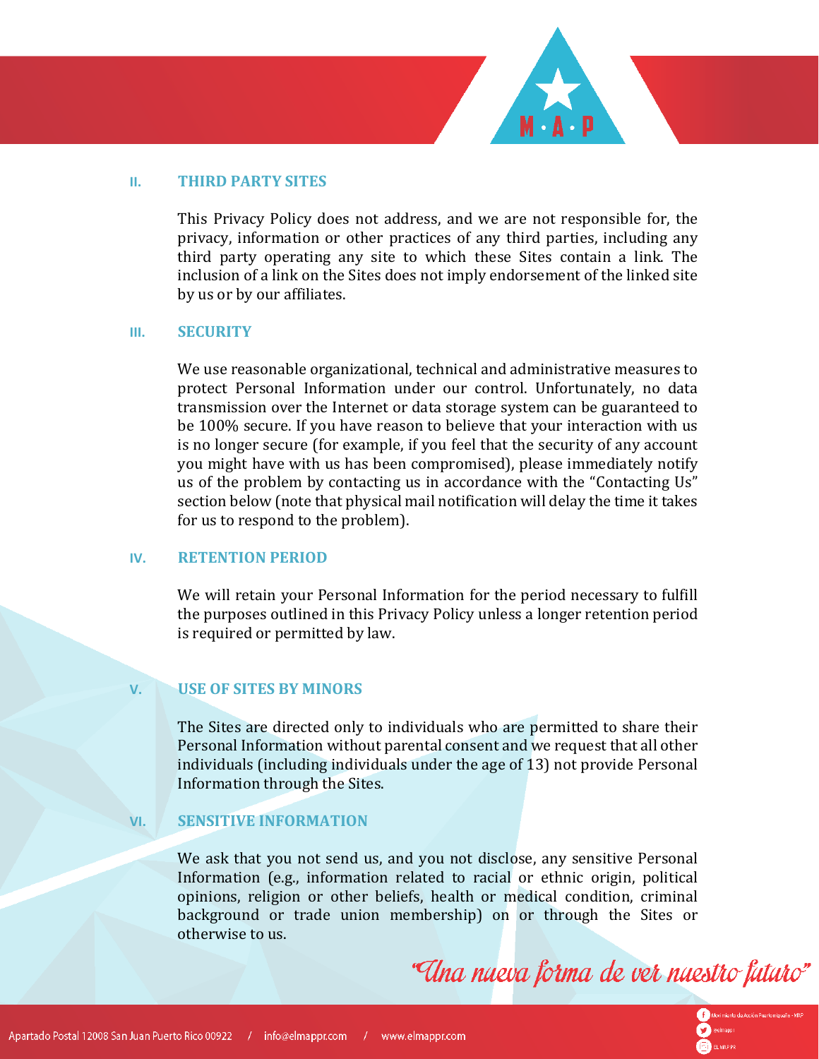## II. THIRD PARTY SITES

This Privacy Policy does not address, and we are not responsible for, the privacy, information or other practices of any third parties, including any third party operating any site to which these Sites contain a link. The inclusion of a link on the Sites does not imply endorsement of the linked site by us or by our affiliates.

## III. SECURITY

We use reasonable organizational, technical and administrative measures to protect Personal Information under our control. Unfortunately, no data transmission over the Internet or data storage system can be guaranteed to be 100% secure. If you have reason to believe that your interaction with us is no longer secure (for example, if you feel that the security of any account you might have with us has been compromised), please immediately notify us of the problem by contacting us in accordance with the "Contacting Us" section below (note that physical mail notification will delay the time it takes for us to respond to the problem).

## IV. RETENTION PERIOD

We will retain your Personal Information for the period necessary to fulfill the purposes outlined in this Privacy Policy unless a longer retention period is required or permitted by law.

## V. USE OF SITES BY MINORS

The Sites are directed only to individuals who are permitted to share their Personal Information without parental consent and we request that all other individuals (including individuals under the age of 13) not provide Personal Information through the Sites.

## VI. SENSITIVE INFORMATION

We ask that you not send us, and you not disclose, any sensitive Personal Information (e.g., information related to racial or ethnic origin, political opinions, religion or other beliefs, health or medical condition, criminal background or trade union membership) on or through the Sites or otherwise to us.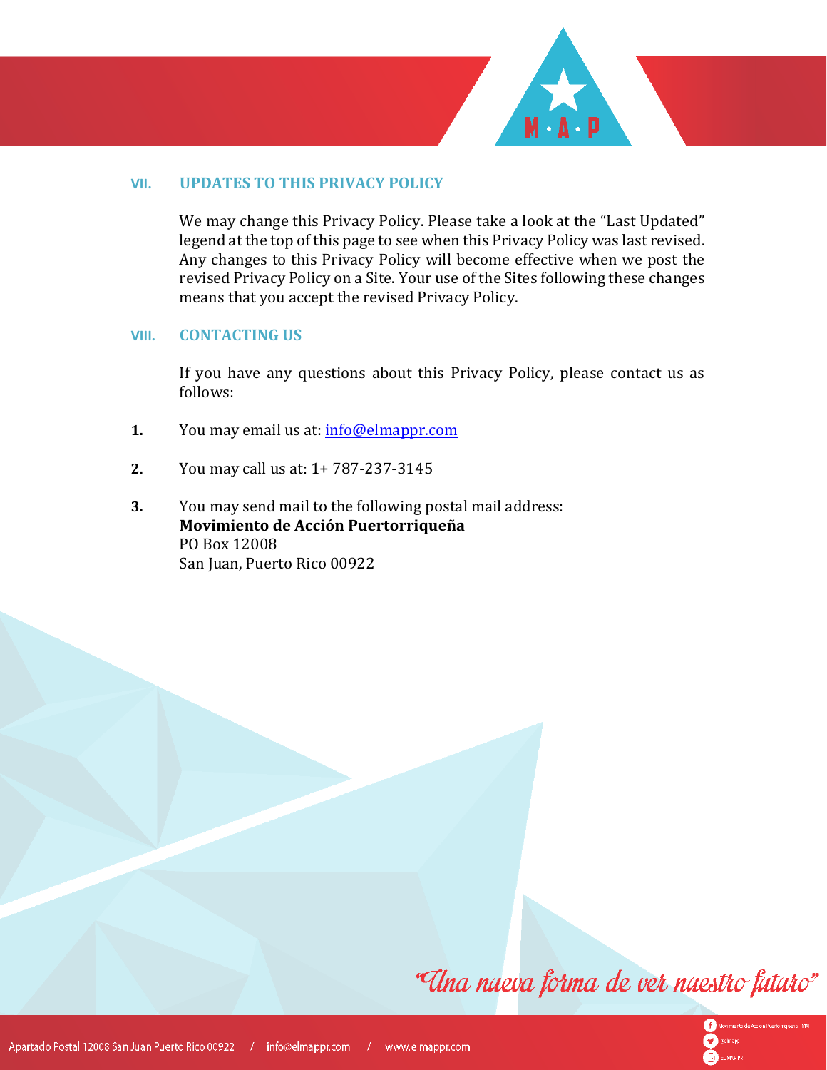## VII. UPDATES TO THIS PRIVACY POLICY

We may change this Privacy Policy. Please take a look at the "Last Updated" legend at the top of this page to see when this Privacy Policy was last revised. Any changes to this Privacy Policy will become effective when we post the revised Privacy Policy on a Site. Your use of the Sites following these changes means that you accept the revised Privacy Policy.

## VIII. CONTACTING US

If you have any questions about this Privacy Policy, please contact us as follows:

1. You may email us at: info@elmappr.com
2. You may call us at: 1+ 787-237-3145
3. You may send mail to the following postal mail address:
   **Movimiento de Acción Puertorriqueña**
   PO Box 12008
   San Juan, Puerto Rico 00922

*"Una nueva forma de ver nuestro futuro"*